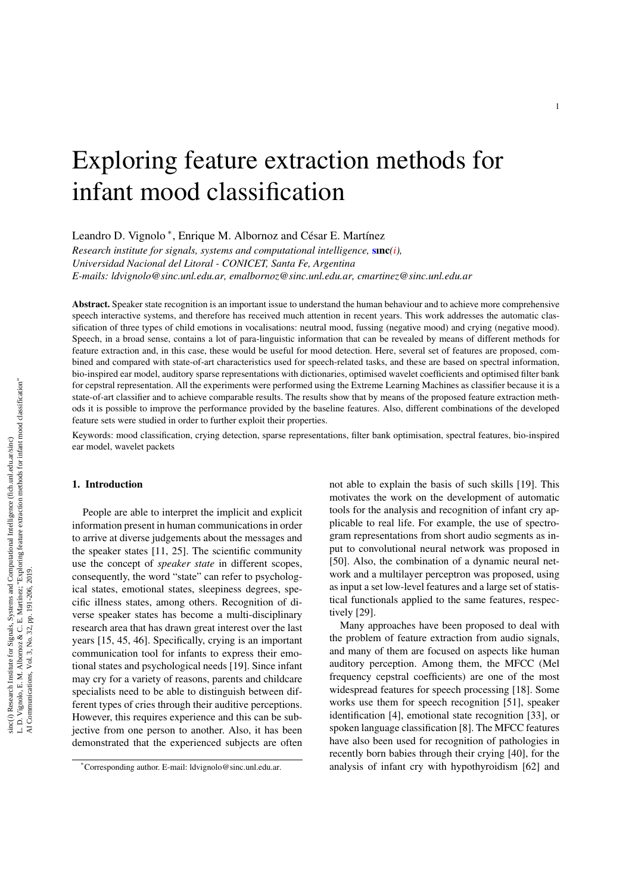# Exploring feature extraction methods for infant mood classification

Leandro D. Vignolo [*], Enrique M. Albornoz and César E. Martínez

*Research institute for signals, systems and computational intelligence, sinc(i), Universidad Nacional del Litoral - CONICET, Santa Fe, Argentina*
*E-mails: ldvignolo@sinc.unl.edu.ar, emalbornoz@sinc.unl.edu.ar, cmartinez@sinc.unl.edu.ar*

**Abstract.** Speaker state recognition is an important issue to understand the human behaviour and to achieve more comprehensive speech interactive systems, and therefore has received much attention in recent years. This work addresses the automatic classification of three types of child emotions in vocalisations: neutral mood, fussing (negative mood) and crying (negative mood). Speech, in a broad sense, contains a lot of para-linguistic information that can be revealed by means of different methods for feature extraction and, in this case, these would be useful for mood detection. Here, several set of features are proposed, combined and compared with state-of-art characteristics used for speech-related tasks, and these are based on spectral information, bio-inspired ear model, auditory sparse representations with dictionaries, optimised wavelet coefficients and optimised filter bank for cepstral representation. All the experiments were performed using the Extreme Learning Machines as classifier because it is a state-of-art classifier and to achieve comparable results. The results show that by means of the proposed feature extraction methods it is possible to improve the performance provided by the baseline features. Also, different combinations of the developed feature sets were studied in order to further exploit their properties.

Keywords: mood classification, crying detection, sparse representations, filter bank optimisation, spectral features, bio-inspired ear model, wavelet packets

## 1. Introduction

People are able to interpret the implicit and explicit information present in human communications in order to arrive at diverse judgements about the messages and the speaker states [11, 25]. The scientific community use the concept of *speaker state* in different scopes, consequently, the word "state" can refer to psychological states, emotional states, sleepiness degrees, specific illness states, among others. Recognition of diverse speaker states has become a multi-disciplinary research area that has drawn great interest over the last years [15, 45, 46]. Specifically, crying is an important communication tool for infants to express their emotional states and psychological needs [19]. Since infant may cry for a variety of reasons, parents and childcare specialists need to be able to distinguish between different types of cries through their auditive perceptions. However, this requires experience and this can be subjective from one person to another. Also, it has been demonstrated that the experienced subjects are often not able to explain the basis of such skills [19]. This motivates the work on the development of automatic tools for the analysis and recognition of infant cry applicable to real life. For example, the use of spectrogram representations from short audio segments as input to convolutional neural network was proposed in [50]. Also, the combination of a dynamic neural network and a multilayer perceptron was proposed, using as input a set low-level features and a large set of statistical functionals applied to the same features, respectively [29].

Many approaches have been proposed to deal with the problem of feature extraction from audio signals, and many of them are focused on aspects like human auditory perception. Among them, the MFCC (Mel frequency cepstral coefficients) are one of the most widespread features for speech processing [18]. Some works use them for speech recognition [51], speaker identification [4], emotional state recognition [33], or spoken language classification [8]. The MFCC features have also been used for recognition of pathologies in recently born babies through their crying [40], for the analysis of infant cry with hypothyroidism [62] and

[*] Corresponding author. E-mail: ldvignolo@sinc.unl.edu.ar.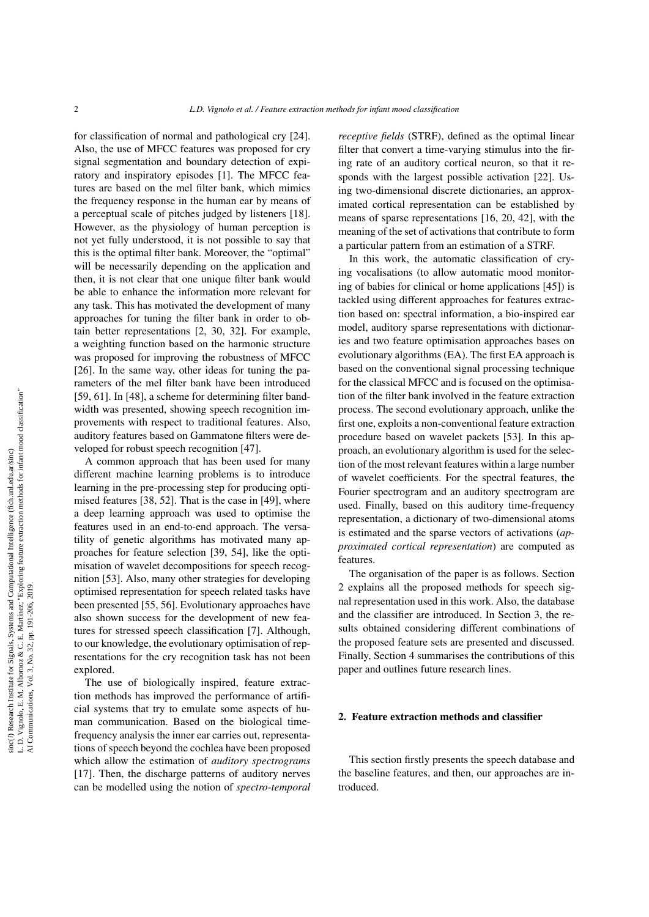for classification of normal and pathological cry [24]. Also, the use of MFCC features was proposed for cry signal segmentation and boundary detection of expiratory and inspiratory episodes [1]. The MFCC features are based on the mel filter bank, which mimics the frequency response in the human ear by means of a perceptual scale of pitches judged by listeners [18]. However, as the physiology of human perception is not yet fully understood, it is not possible to say that this is the optimal filter bank. Moreover, the "optimal" will be necessarily depending on the application and then, it is not clear that one unique filter bank would be able to enhance the information more relevant for any task. This has motivated the development of many approaches for tuning the filter bank in order to obtain better representations [2, 30, 32]. For example, a weighting function based on the harmonic structure was proposed for improving the robustness of MFCC [26]. In the same way, other ideas for tuning the parameters of the mel filter bank have been introduced [59, 61]. In [48], a scheme for determining filter bandwidth was presented, showing speech recognition improvements with respect to traditional features. Also, auditory features based on Gammatone filters were developed for robust speech recognition [47].

A common approach that has been used for many different machine learning problems is to introduce learning in the pre-processing step for producing optimised features [38, 52]. That is the case in [49], where a deep learning approach was used to optimise the features used in an end-to-end approach. The versatility of genetic algorithms has motivated many approaches for feature selection [39, 54], like the optimisation of wavelet decompositions for speech recognition [53]. Also, many other strategies for developing optimised representation for speech related tasks have been presented [55, 56]. Evolutionary approaches have also shown success for the development of new features for stressed speech classification [7]. Although, to our knowledge, the evolutionary optimisation of representations for the cry recognition task has not been explored.

The use of biologically inspired, feature extraction methods has improved the performance of artificial systems that try to emulate some aspects of human communication. Based on the biological time-frequency analysis the inner ear carries out, representations of speech beyond the cochlea have been proposed which allow the estimation of *auditory spectrograms* [17]. Then, the discharge patterns of auditory nerves can be modelled using the notion of *spectro-temporal receptive fields* (STRF), defined as the optimal linear filter that convert a time-varying stimulus into the firing rate of an auditory cortical neuron, so that it responds with the largest possible activation [22]. Using two-dimensional discrete dictionaries, an approximated cortical representation can be established by means of sparse representations [16, 20, 42], with the meaning of the set of activations that contribute to form a particular pattern from an estimation of a STRF.

In this work, the automatic classification of crying vocalisations (to allow automatic mood monitoring of babies for clinical or home applications [45]) is tackled using different approaches for features extraction based on: spectral information, a bio-inspired ear model, auditory sparse representations with dictionaries and two feature optimisation approaches bases on evolutionary algorithms (EA). The first EA approach is based on the conventional signal processing technique for the classical MFCC and is focused on the optimisation of the filter bank involved in the feature extraction process. The second evolutionary approach, unlike the first one, exploits a non-conventional feature extraction procedure based on wavelet packets [53]. In this approach, an evolutionary algorithm is used for the selection of the most relevant features within a large number of wavelet coefficients. For the spectral features, the Fourier spectrogram and an auditory spectrogram are used. Finally, based on this auditory time-frequency representation, a dictionary of two-dimensional atoms is estimated and the sparse vectors of activations (*approximated cortical representation*) are computed as features.

The organisation of the paper is as follows. Section 2 explains all the proposed methods for speech signal representation used in this work. Also, the database and the classifier are introduced. In Section 3, the results obtained considering different combinations of the proposed feature sets are presented and discussed. Finally, Section 4 summarises the contributions of this paper and outlines future research lines.

## 2. Feature extraction methods and classifier

This section firstly presents the speech database and the baseline features, and then, our approaches are introduced.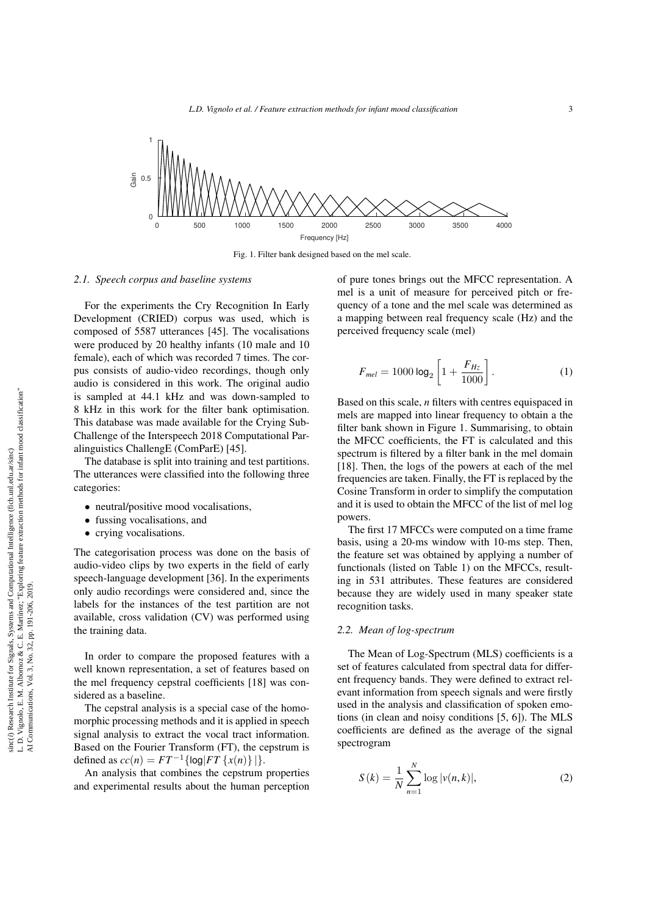Fig. 1. Filter bank designed based on the mel scale.

### 2.1. Speech corpus and baseline systems

For the experiments the Cry Recognition In Early Development (CRIED) corpus was used, which is composed of 5587 utterances [45]. The vocalisations were produced by 20 healthy infants (10 male and 10 female), each of which was recorded 7 times. The corpus consists of audio-video recordings, though only audio is considered in this work. The original audio is sampled at 44.1 kHz and was down-sampled to 8 kHz in this work for the filter bank optimisation. This database was made available for the Crying Sub-Challenge of the Interspeech 2018 Computational Paralinguistics ChallengE (ComParE) [45].

The database is split into training and test partitions. The utterances were classified into the following three categories:

- neutral/positive mood vocalisations,
- fussing vocalisations, and
- crying vocalisations.

The categorisation process was done on the basis of audio-video clips by two experts in the field of early speech-language development [36]. In the experiments only audio recordings were considered and, since the labels for the instances of the test partition are not available, cross validation (CV) was performed using the training data.

In order to compare the proposed features with a well known representation, a set of features based on the mel frequency cepstral coefficients [18] was considered as a baseline.

The cepstral analysis is a special case of the homomorphic processing methods and it is applied in speech signal analysis to extract the vocal tract information. Based on the Fourier Transform (FT), the cepstrum is defined as $cc(n) = FT^{-1}\{\log|FT\{x(n)\}|\}$.

An analysis that combines the cepstrum properties and experimental results about the human perception of pure tones brings out the MFCC representation. A mel is a unit of measure for perceived pitch or frequency of a tone and the mel scale was determined as a mapping between real frequency scale (Hz) and the perceived frequency scale (mel)

$$F_{mel} = 1000 \log_2 \left[1 + \frac{F_{Hz}}{1000}\right]. \tag{1}$$

Based on this scale, *n* filters with centres equispaced in mels are mapped into linear frequency to obtain a the filter bank shown in Figure 1. Summarising, to obtain the MFCC coefficients, the FT is calculated and this spectrum is filtered by a filter bank in the mel domain [18]. Then, the logs of the powers at each of the mel frequencies are taken. Finally, the FT is replaced by the Cosine Transform in order to simplify the computation and it is used to obtain the MFCC of the list of mel log powers.

The first 17 MFCCs were computed on a time frame basis, using a 20-ms window with 10-ms step. Then, the feature set was obtained by applying a number of functionals (listed on Table 1) on the MFCCs, resulting in 531 attributes. These features are considered because they are widely used in many speaker state recognition tasks.

### 2.2. Mean of log-spectrum

The Mean of Log-Spectrum (MLS) coefficients is a set of features calculated from spectral data for different frequency bands. They were defined to extract relevant information from speech signals and were firstly used in the analysis and classification of spoken emotions (in clean and noisy conditions [5, 6]). The MLS coefficients are defined as the average of the signal spectrogram

$$S(k) = \frac{1}{N}\sum_{n=1}^{N} \log|v(n,k)|, \tag{2}$$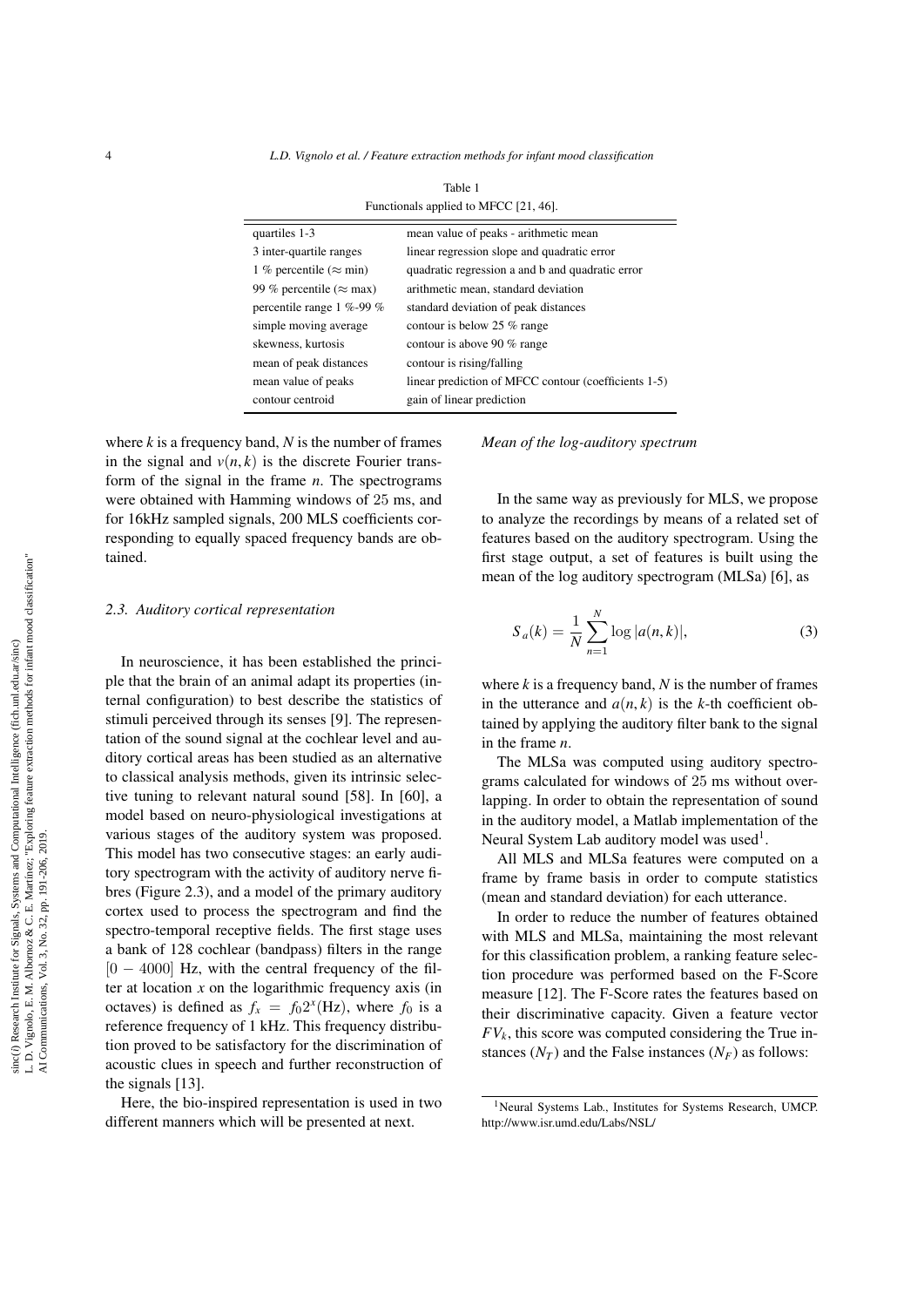Table 1
Functionals applied to MFCC [21, 46].

| | |
|---|---|
| quartiles 1-3 | mean value of peaks - arithmetic mean |
| 3 inter-quartile ranges | linear regression slope and quadratic error |
| 1 % percentile (≈ min) | quadratic regression a and b and quadratic error |
| 99 % percentile (≈ max) | arithmetic mean, standard deviation |
| percentile range 1 %-99 % | standard deviation of peak distances |
| simple moving average | contour is below 25 % range |
| skewness, kurtosis | contour is above 90 % range |
| mean of peak distances | contour is rising/falling |
| mean value of peaks | linear prediction of MFCC contour (coefficients 1-5) |
| contour centroid | gain of linear prediction |

where $k$ is a frequency band, $N$ is the number of frames in the signal and $v(n, k)$ is the discrete Fourier transform of the signal in the frame $n$. The spectrograms were obtained with Hamming windows of 25 ms, and for 16kHz sampled signals, 200 MLS coefficients corresponding to equally spaced frequency bands are obtained.

### 2.3. Auditory cortical representation

In neuroscience, it has been established the principle that the brain of an animal adapt its properties (internal configuration) to best describe the statistics of stimuli perceived through its senses [9]. The representation of the sound signal at the cochlear level and auditory cortical areas has been studied as an alternative to classical analysis methods, given its intrinsic selective tuning to relevant natural sound [58]. In [60], a model based on neuro-physiological investigations at various stages of the auditory system was proposed. This model has two consecutive stages: an early auditory spectrogram with the activity of auditory nerve fibres (Figure 2.3), and a model of the primary auditory cortex used to process the spectrogram and find the spectro-temporal receptive fields. The first stage uses a bank of 128 cochlear (bandpass) filters in the range $[0 - 4000]$ Hz, with the central frequency of the filter at location $x$ on the logarithmic frequency axis (in octaves) is defined as $f_x = f_0 2^x$(Hz), where $f_0$ is a reference frequency of 1 kHz. This frequency distribution proved to be satisfactory for the discrimination of acoustic clues in speech and further reconstruction of the signals [13].

Here, the bio-inspired representation is used in two different manners which will be presented at next.

*Mean of the log-auditory spectrum*

In the same way as previously for MLS, we propose to analyze the recordings by means of a related set of features based on the auditory spectrogram. Using the first stage output, a set of features is built using the mean of the log auditory spectrogram (MLSa) [6], as

$$S_a(k) = \frac{1}{N} \sum_{n=1}^{N} \log |a(n, k)|, \tag{3}$$

where $k$ is a frequency band, $N$ is the number of frames in the utterance and $a(n, k)$ is the $k$-th coefficient obtained by applying the auditory filter bank to the signal in the frame $n$.

The MLSa was computed using auditory spectrograms calculated for windows of 25 ms without overlapping. In order to obtain the representation of sound in the auditory model, a Matlab implementation of the Neural System Lab auditory model was used[1].

All MLS and MLSa features were computed on a frame by frame basis in order to compute statistics (mean and standard deviation) for each utterance.

In order to reduce the number of features obtained with MLS and MLSa, maintaining the most relevant for this classification problem, a ranking feature selection procedure was performed based on the F-Score measure [12]. The F-Score rates the features based on their discriminative capacity. Given a feature vector $FV_k$, this score was computed considering the True instances ($N_T$) and the False instances ($N_F$) as follows:

[1]Neural Systems Lab., Institutes for Systems Research, UMCP. http://www.isr.umd.edu/Labs/NSL/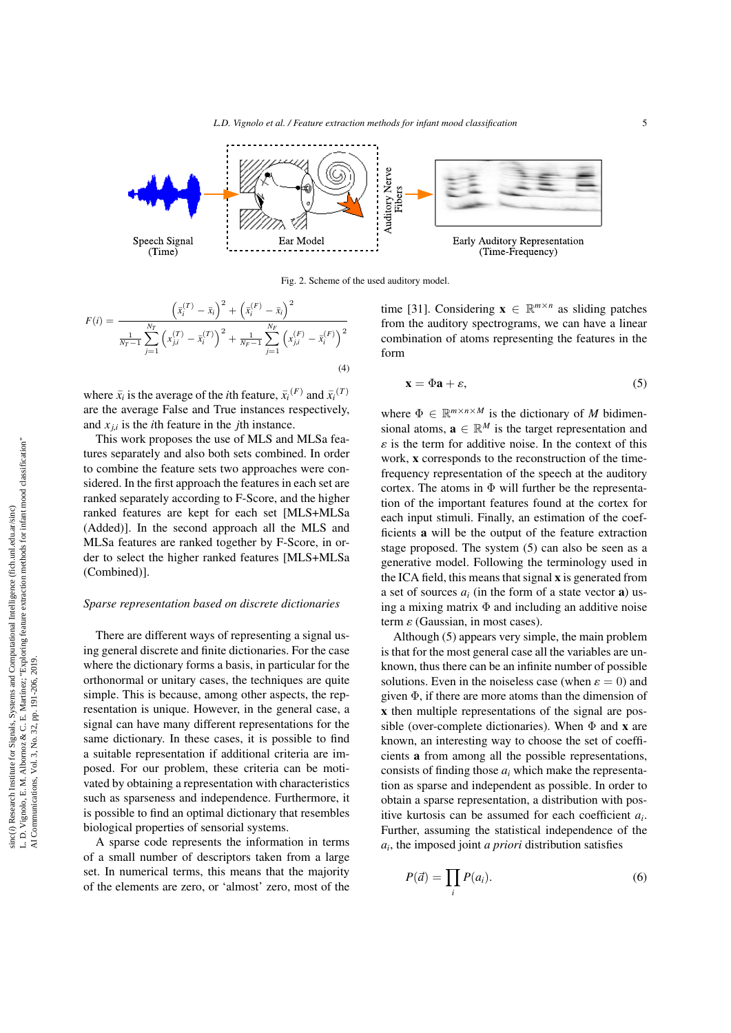Fig. 2. Scheme of the used auditory model.

$$F(i) = \frac{\left(\bar{x}_i^{(T)} - \bar{x}_i\right)^2 + \left(\bar{x}_i^{(F)} - \bar{x}_i\right)^2}{\frac{1}{N_T - 1}\sum_{j=1}^{N_T}\left(x_{j,i}^{(T)} - \bar{x}_i^{(T)}\right)^2 + \frac{1}{N_F - 1}\sum_{j=1}^{N_F}\left(x_{j,i}^{(F)} - \bar{x}_i^{(F)}\right)^2} \tag{4}$$

where $\bar{x}_i$ is the average of the $i$th feature, $\bar{x}_i{}^{(F)}$ and $\bar{x}_i{}^{(T)}$ are the average False and True instances respectively, and $x_{j,i}$ is the $i$th feature in the $j$th instance.

This work proposes the use of MLS and MLSa features separately and also both sets combined. In order to combine the feature sets two approaches were considered. In the first approach the features in each set are ranked separately according to F-Score, and the higher ranked features are kept for each set [MLS+MLSa (Added)]. In the second approach all the MLS and MLSa features are ranked together by F-Score, in order to select the higher ranked features [MLS+MLSa (Combined)].

### *Sparse representation based on discrete dictionaries*

There are different ways of representing a signal using general discrete and finite dictionaries. For the case where the dictionary forms a basis, in particular for the orthonormal or unitary cases, the techniques are quite simple. This is because, among other aspects, the representation is unique. However, in the general case, a signal can have many different representations for the same dictionary. In these cases, it is possible to find a suitable representation if additional criteria are imposed. For our problem, these criteria can be motivated by obtaining a representation with characteristics such as sparseness and independence. Furthermore, it is possible to find an optimal dictionary that resembles biological properties of sensorial systems.

A sparse code represents the information in terms of a small number of descriptors taken from a large set. In numerical terms, this means that the majority of the elements are zero, or 'almost' zero, most of the time [31]. Considering $\mathbf{x} \in \mathbb{R}^{m\times n}$ as sliding patches from the auditory spectrograms, we can have a linear combination of atoms representing the features in the form

$$\mathbf{x} = \Phi\mathbf{a} + \varepsilon, \tag{5}$$

where $\Phi \in \mathbb{R}^{m\times n\times M}$ is the dictionary of $M$ bidimensional atoms, $\mathbf{a} \in \mathbb{R}^M$ is the target representation and $\varepsilon$ is the term for additive noise. In the context of this work, $\mathbf{x}$ corresponds to the reconstruction of the time-frequency representation of the speech at the auditory cortex. The atoms in $\Phi$ will further be the representation of the important features found at the cortex for each input stimuli. Finally, an estimation of the coefficients $\mathbf{a}$ will be the output of the feature extraction stage proposed. The system (5) can also be seen as a generative model. Following the terminology used in the ICA field, this means that signal $\mathbf{x}$ is generated from a set of sources $a_i$ (in the form of a state vector $\mathbf{a}$) using a mixing matrix $\Phi$ and including an additive noise term $\varepsilon$ (Gaussian, in most cases).

Although (5) appears very simple, the main problem is that for the most general case all the variables are unknown, thus there can be an infinite number of possible solutions. Even in the noiseless case (when $\varepsilon = 0$) and given $\Phi$, if there are more atoms than the dimension of $\mathbf{x}$ then multiple representations of the signal are possible (over-complete dictionaries). When $\Phi$ and $\mathbf{x}$ are known, an interesting way to choose the set of coefficients $\mathbf{a}$ from among all the possible representations, consists of finding those $a_i$ which make the representation as sparse and independent as possible. In order to obtain a sparse representation, a distribution with positive kurtosis can be assumed for each coefficient $a_i$. Further, assuming the statistical independence of the $a_i$, the imposed joint *a priori* distribution satisfies

$$P(\vec{a}) = \prod_i P(a_i). \tag{6}$$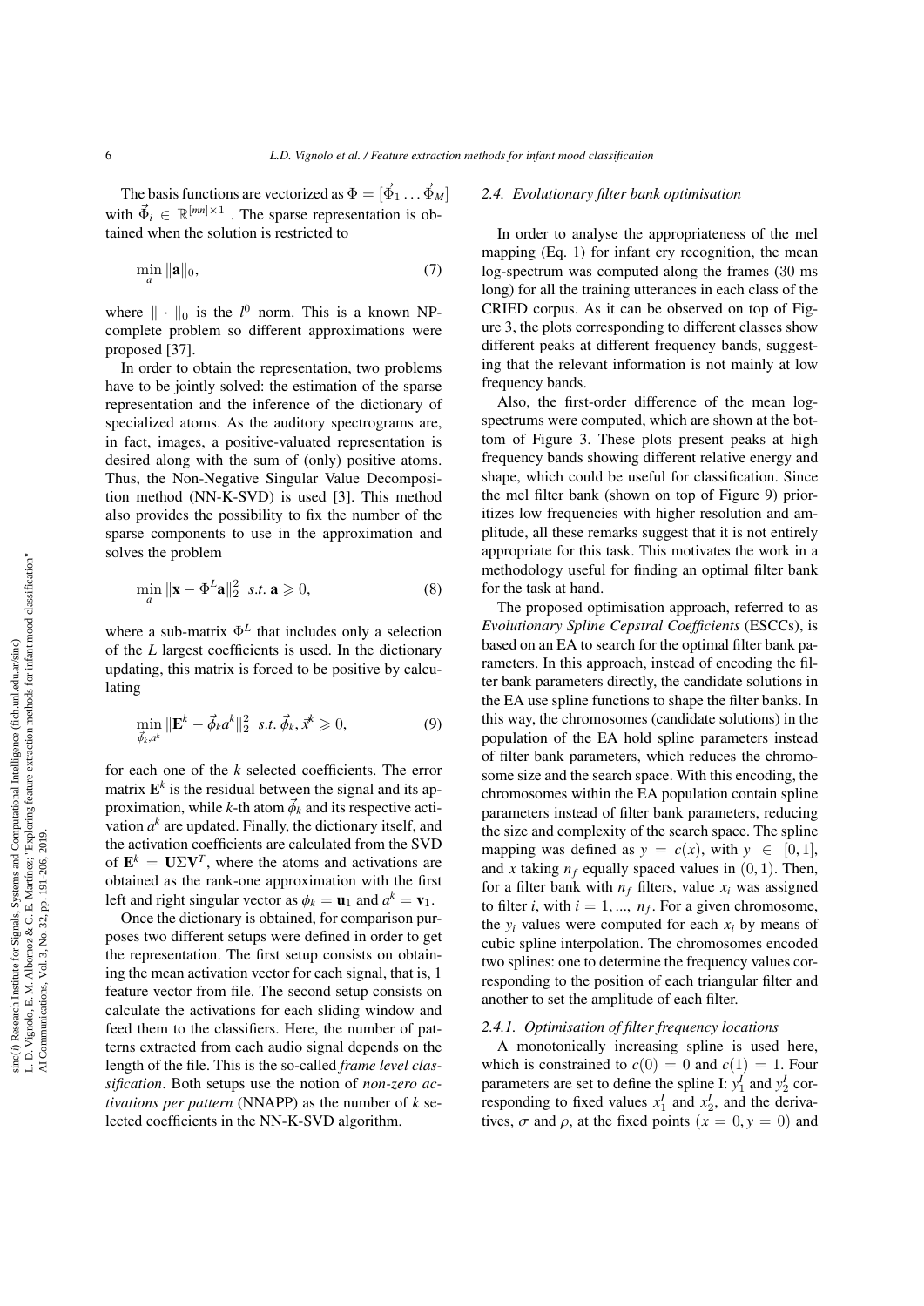The basis functions are vectorized as $\Phi = [\vec{\Phi}_1 \dots \vec{\Phi}_M]$ with $\vec{\Phi}_i \in \mathbb{R}^{[mn] \times 1}$ . The sparse representation is obtained when the solution is restricted to

$$\min_a \|\mathbf{a}\|_0, \tag{7}$$

where $\| \cdot \|_0$ is the $l^0$ norm. This is a known NP-complete problem so different approximations were proposed [37].

In order to obtain the representation, two problems have to be jointly solved: the estimation of the sparse representation and the inference of the dictionary of specialized atoms. As the auditory spectrograms are, in fact, images, a positive-valuated representation is desired along with the sum of (only) positive atoms. Thus, the Non-Negative Singular Value Decomposition method (NN-K-SVD) is used [3]. This method also provides the possibility to fix the number of the sparse components to use in the approximation and solves the problem

$$\min_a \|\mathbf{x} - \Phi^L \mathbf{a}\|_2^2 \;\; s.t. \, \mathbf{a} \geqslant 0, \tag{8}$$

where a sub-matrix $\Phi^L$ that includes only a selection of the $L$ largest coefficients is used. In the dictionary updating, this matrix is forced to be positive by calculating

$$\min_{\vec{\phi}_k, a^k} \|\mathbf{E}^k - \vec{\phi}_k a^k\|_2^2 \;\; s.t. \, \vec{\phi}_k, \vec{x}^k \geqslant 0, \tag{9}$$

for each one of the $k$ selected coefficients. The error matrix $\mathbf{E}^k$ is the residual between the signal and its approximation, while $k$-th atom $\vec{\phi}_k$ and its respective activation $a^k$ are updated. Finally, the dictionary itself, and the activation coefficients are calculated from the SVD of $\mathbf{E}^k = \mathbf{U}\Sigma\mathbf{V}^T$, where the atoms and activations are obtained as the rank-one approximation with the first left and right singular vector as $\phi_k = \mathbf{u}_1$ and $a^k = \mathbf{v}_1$.

Once the dictionary is obtained, for comparison purposes two different setups were defined in order to get the representation. The first setup consists on obtaining the mean activation vector for each signal, that is, 1 feature vector from file. The second setup consists on calculate the activations for each sliding window and feed them to the classifiers. Here, the number of patterns extracted from each audio signal depends on the length of the file. This is the so-called *frame level classification*. Both setups use the notion of *non-zero activations per pattern* (NNAPP) as the number of $k$ selected coefficients in the NN-K-SVD algorithm.

### 2.4. Evolutionary filter bank optimisation

In order to analyse the appropriateness of the mel mapping (Eq. 1) for infant cry recognition, the mean log-spectrum was computed along the frames (30 ms long) for all the training utterances in each class of the CRIED corpus. As it can be observed on top of Figure 3, the plots corresponding to different classes show different peaks at different frequency bands, suggesting that the relevant information is not mainly at low frequency bands.

Also, the first-order difference of the mean log-spectrums were computed, which are shown at the bottom of Figure 3. These plots present peaks at high frequency bands showing different relative energy and shape, which could be useful for classification. Since the mel filter bank (shown on top of Figure 9) prioritizes low frequencies with higher resolution and amplitude, all these remarks suggest that it is not entirely appropriate for this task. This motivates the work in a methodology useful for finding an optimal filter bank for the task at hand.

The proposed optimisation approach, referred to as *Evolutionary Spline Cepstral Coefficients* (ESCCs), is based on an EA to search for the optimal filter bank parameters. In this approach, instead of encoding the filter bank parameters directly, the candidate solutions in the EA use spline functions to shape the filter banks. In this way, the chromosomes (candidate solutions) in the population of the EA hold spline parameters instead of filter bank parameters, which reduces the chromosome size and the search space. With this encoding, the chromosomes within the EA population contain spline parameters instead of filter bank parameters, reducing the size and complexity of the search space. The spline mapping was defined as $y = c(x)$, with $y \in [0, 1]$, and $x$ taking $n_f$ equally spaced values in $(0, 1)$. Then, for a filter bank with $n_f$ filters, value $x_i$ was assigned to filter $i$, with $i = 1, ..., n_f$. For a given chromosome, the $y_i$ values were computed for each $x_i$ by means of cubic spline interpolation. The chromosomes encoded two splines: one to determine the frequency values corresponding to the position of each triangular filter and another to set the amplitude of each filter.

#### 2.4.1. Optimisation of filter frequency locations

A monotonically increasing spline is used here, which is constrained to $c(0) = 0$ and $c(1) = 1$. Four parameters are set to define the spline I: $y_1^I$ and $y_2^I$ corresponding to fixed values $x_1^I$ and $x_2^I$, and the derivatives, $\sigma$ and $\rho$, at the fixed points $(x = 0, y = 0)$ and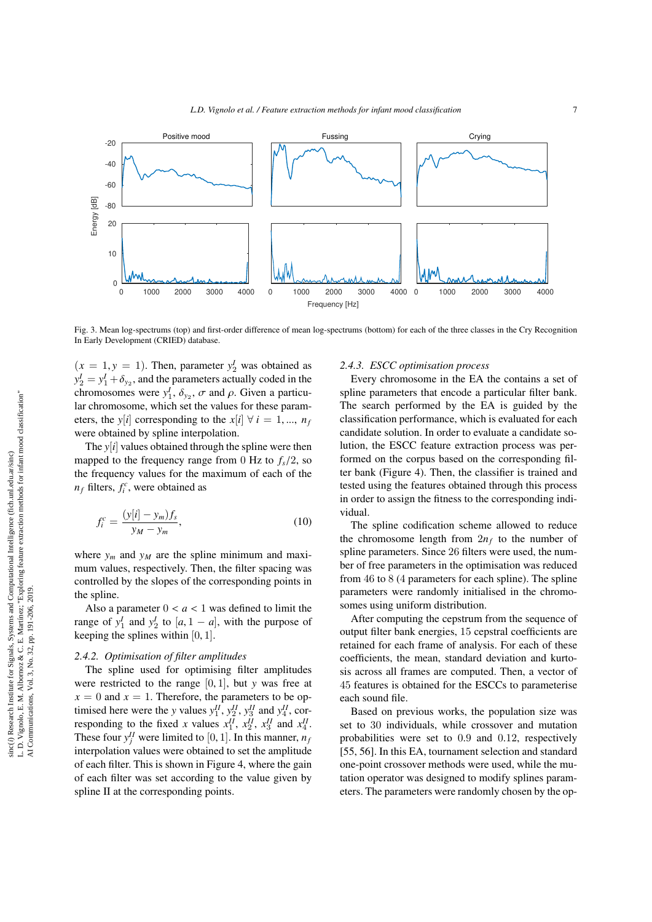Fig. 3. Mean log-spectrums (top) and first-order difference of mean log-spectrums (bottom) for each of the three classes in the Cry Recognition In Early Development (CRIED) database.

$(x = 1, y = 1)$. Then, parameter $y_2^I$ was obtained as $y_2^I = y_1^I + \delta_{y_2}$, and the parameters actually coded in the chromosomes were $y_1^I$, $\delta_{y_2}$, $\sigma$ and $\rho$. Given a particular chromosome, which set the values for these parameters, the $y[i]$ corresponding to the $x[i]$ $\forall$ $i = 1, ..., n_f$ were obtained by spline interpolation.

The $y[i]$ values obtained through the spline were then mapped to the frequency range from 0 Hz to $f_s/2$, so the frequency values for the maximum of each of the $n_f$ filters, $f_i^c$, were obtained as

$$f_i^c = \frac{(y[i] - y_m)f_s}{y_M - y_m}, \tag{10}$$

where $y_m$ and $y_M$ are the spline minimum and maximum values, respectively. Then, the filter spacing was controlled by the slopes of the corresponding points in the spline.

Also a parameter $0 < a < 1$ was defined to limit the range of $y_1^I$ and $y_2^I$ to $[a, 1 - a]$, with the purpose of keeping the splines within $[0, 1]$.

### 2.4.2. Optimisation of filter amplitudes

The spline used for optimising filter amplitudes were restricted to the range $[0, 1]$, but $y$ was free at $x = 0$ and $x = 1$. Therefore, the parameters to be optimised here were the $y$ values $y_1^{II}$, $y_2^{II}$, $y_3^{II}$ and $y_4^{II}$, corresponding to the fixed $x$ values $x_1^{II}$, $x_2^{II}$, $x_3^{II}$ and $x_4^{II}$. These four $y_j^{II}$ were limited to $[0, 1]$. In this manner, $n_f$ interpolation values were obtained to set the amplitude of each filter. This is shown in Figure 4, where the gain of each filter was set according to the value given by spline II at the corresponding points.

### 2.4.3. ESCC optimisation process

Every chromosome in the EA the contains a set of spline parameters that encode a particular filter bank. The search performed by the EA is guided by the classification performance, which is evaluated for each candidate solution. In order to evaluate a candidate solution, the ESCC feature extraction process was performed on the corpus based on the corresponding filter bank (Figure 4). Then, the classifier is trained and tested using the features obtained through this process in order to assign the fitness to the corresponding individual.

The spline codification scheme allowed to reduce the chromosome length from $2n_f$ to the number of spline parameters. Since 26 filters were used, the number of free parameters in the optimisation was reduced from 46 to 8 (4 parameters for each spline). The spline parameters were randomly initialised in the chromosomes using uniform distribution.

After computing the cepstrum from the sequence of output filter bank energies, 15 cepstral coefficients are retained for each frame of analysis. For each of these coefficients, the mean, standard deviation and kurtosis across all frames are computed. Then, a vector of 45 features is obtained for the ESCCs to parameterise each sound file.

Based on previous works, the population size was set to 30 individuals, while crossover and mutation probabilities were set to 0.9 and 0.12, respectively [55, 56]. In this EA, tournament selection and standard one-point crossover methods were used, while the mutation operator was designed to modify splines parameters. The parameters were randomly chosen by the op-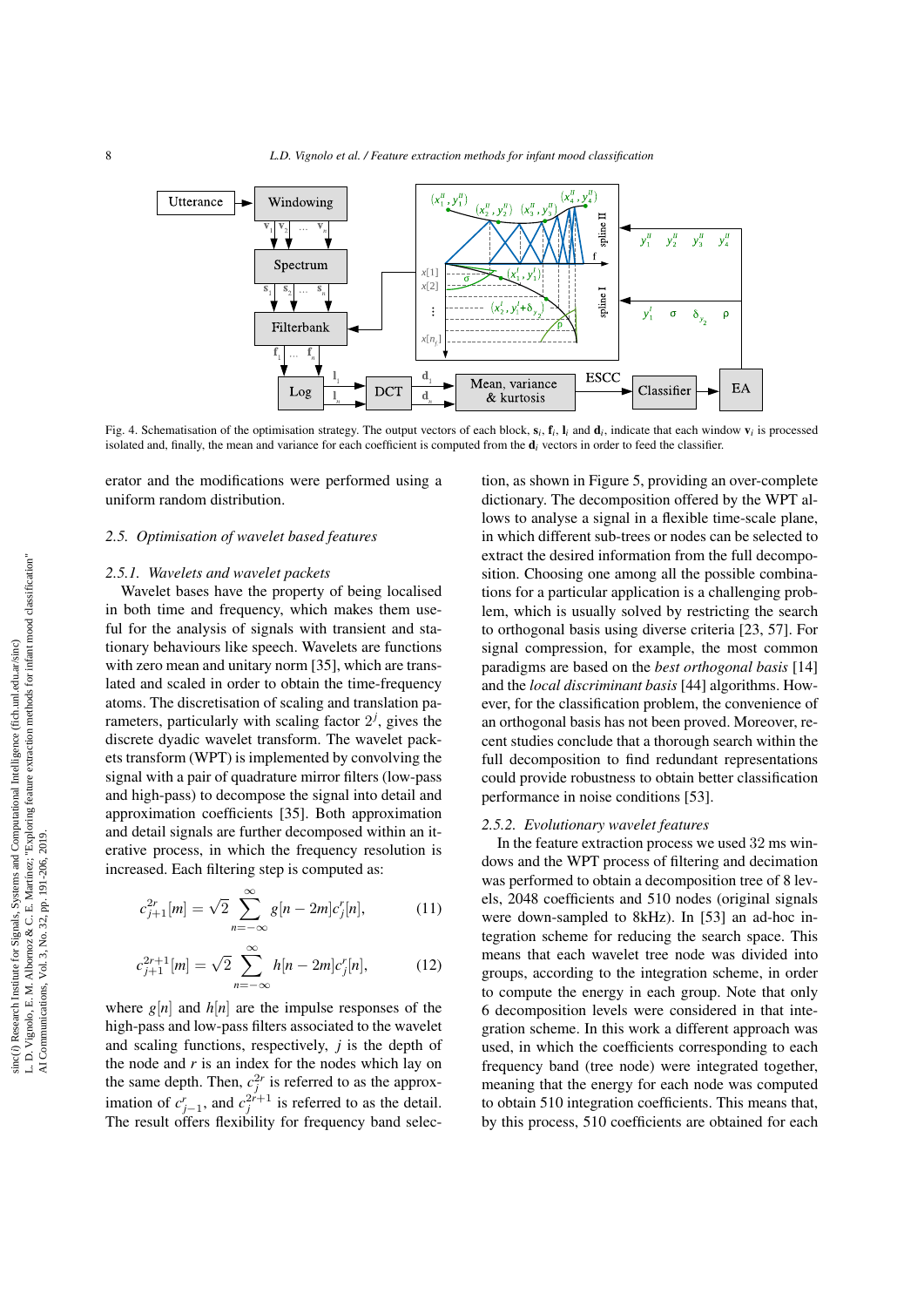Fig. 4. Schematisation of the optimisation strategy. The output vectors of each block, $\mathbf{s}_i$, $\mathbf{f}_i$, $\mathbf{l}_i$ and $\mathbf{d}_i$, indicate that each window $\mathbf{v}_i$ is processed isolated and, finally, the mean and variance for each coefficient is computed from the $\mathbf{d}_i$ vectors in order to feed the classifier.

erator and the modifications were performed using a uniform random distribution.

### 2.5. Optimisation of wavelet based features

#### 2.5.1. Wavelets and wavelet packets

Wavelet bases have the property of being localised in both time and frequency, which makes them useful for the analysis of signals with transient and stationary behaviours like speech. Wavelets are functions with zero mean and unitary norm [35], which are translated and scaled in order to obtain the time-frequency atoms. The discretisation of scaling and translation parameters, particularly with scaling factor $2^j$, gives the discrete dyadic wavelet transform. The wavelet packets transform (WPT) is implemented by convolving the signal with a pair of quadrature mirror filters (low-pass and high-pass) to decompose the signal into detail and approximation coefficients [35]. Both approximation and detail signals are further decomposed within an iterative process, in which the frequency resolution is increased. Each filtering step is computed as:

$$c_{j+1}^{2r}[m] = \sqrt{2} \sum_{n=-\infty}^{\infty} g[n-2m] c_j^r[n], \qquad (11)$$

$$c_{j+1}^{2r+1}[m] = \sqrt{2} \sum_{n=-\infty}^{\infty} h[n-2m] c_j^r[n], \qquad (12)$$

where $g[n]$ and $h[n]$ are the impulse responses of the high-pass and low-pass filters associated to the wavelet and scaling functions, respectively, $j$ is the depth of the node and $r$ is an index for the nodes which lay on the same depth. Then, $c_j^{2r}$ is referred to as the approximation of $c_{j-1}^r$, and $c_j^{2r+1}$ is referred to as the detail. The result offers flexibility for frequency band selection, as shown in Figure 5, providing an over-complete dictionary. The decomposition offered by the WPT allows to analyse a signal in a flexible time-scale plane, in which different sub-trees or nodes can be selected to extract the desired information from the full decomposition. Choosing one among all the possible combinations for a particular application is a challenging problem, which is usually solved by restricting the search to orthogonal basis using diverse criteria [23, 57]. For signal compression, for example, the most common paradigms are based on the *best orthogonal basis* [14] and the *local discriminant basis* [44] algorithms. However, for the classification problem, the convenience of an orthogonal basis has not been proved. Moreover, recent studies conclude that a thorough search within the full decomposition to find redundant representations could provide robustness to obtain better classification performance in noise conditions [53].

#### 2.5.2. Evolutionary wavelet features

In the feature extraction process we used 32 ms windows and the WPT process of filtering and decimation was performed to obtain a decomposition tree of 8 levels, 2048 coefficients and 510 nodes (original signals were down-sampled to 8kHz). In [53] an ad-hoc integration scheme for reducing the search space. This means that each wavelet tree node was divided into groups, according to the integration scheme, in order to compute the energy in each group. Note that only 6 decomposition levels were considered in that integration scheme. In this work a different approach was used, in which the coefficients corresponding to each frequency band (tree node) were integrated together, meaning that the energy for each node was computed to obtain 510 integration coefficients. This means that, by this process, 510 coefficients are obtained for each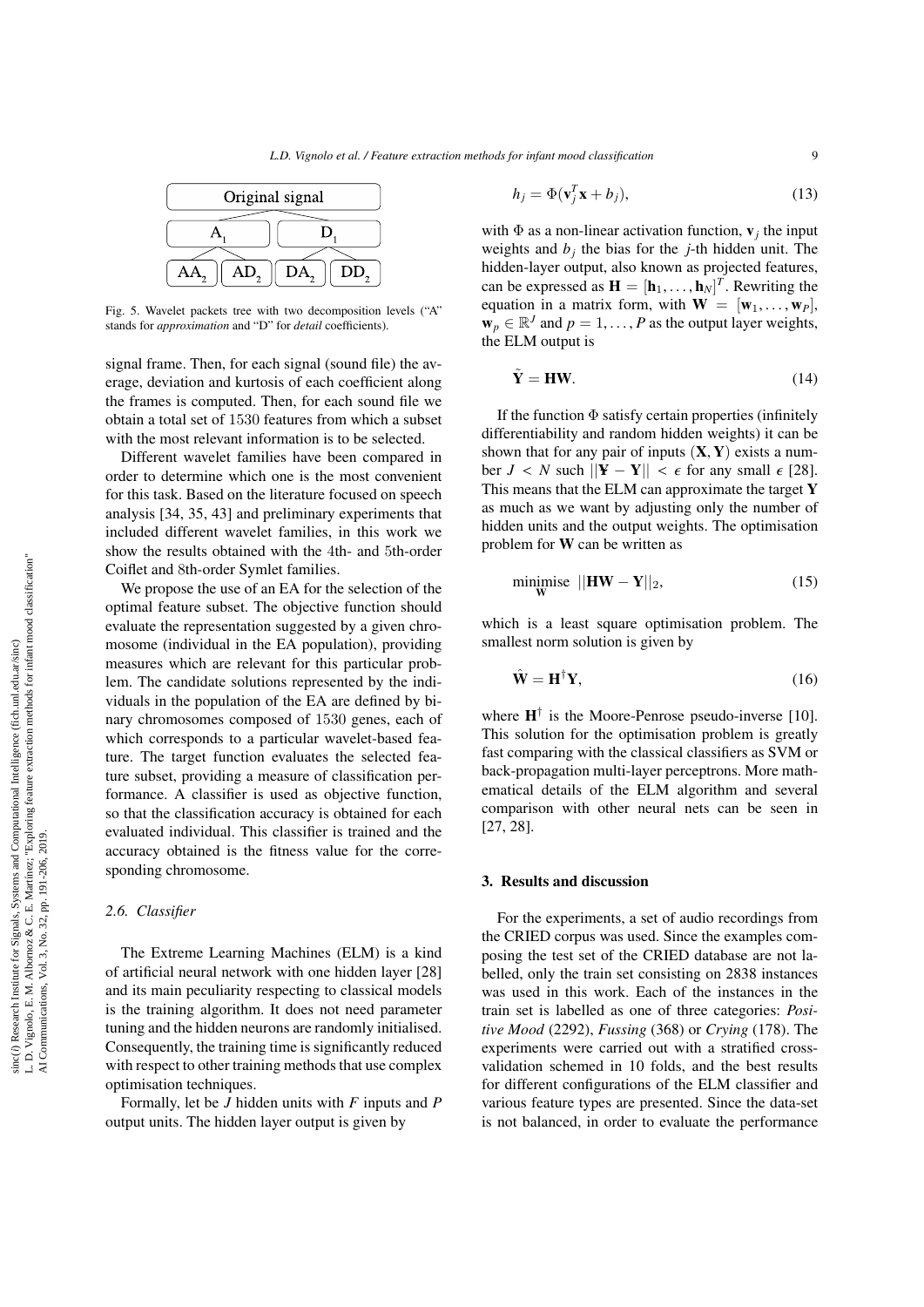Original signal

$A_1$ $D_1$

$AA_2$ $AD_2$ $DA_2$ $DD_2$

Fig. 5. Wavelet packets tree with two decomposition levels ("A" stands for *approximation* and "D" for *detail* coefficients).

signal frame. Then, for each signal (sound file) the average, deviation and kurtosis of each coefficient along the frames is computed. Then, for each sound file we obtain a total set of 1530 features from which a subset with the most relevant information is to be selected.

Different wavelet families have been compared in order to determine which one is the most convenient for this task. Based on the literature focused on speech analysis [34, 35, 43] and preliminary experiments that included different wavelet families, in this work we show the results obtained with the 4th- and 5th-order Coiflet and 8th-order Symlet families.

We propose the use of an EA for the selection of the optimal feature subset. The objective function should evaluate the representation suggested by a given chromosome (individual in the EA population), providing measures which are relevant for this particular problem. The candidate solutions represented by the individuals in the population of the EA are defined by binary chromosomes composed of 1530 genes, each of which corresponds to a particular wavelet-based feature. The target function evaluates the selected feature subset, providing a measure of classification performance. A classifier is used as objective function, so that the classification accuracy is obtained for each evaluated individual. This classifier is trained and the accuracy obtained is the fitness value for the corresponding chromosome.

### 2.6. Classifier

The Extreme Learning Machines (ELM) is a kind of artificial neural network with one hidden layer [28] and its main peculiarity respecting to classical models is the training algorithm. It does not need parameter tuning and the hidden neurons are randomly initialised. Consequently, the training time is significantly reduced with respect to other training methods that use complex optimisation techniques.

Formally, let be $J$ hidden units with $F$ inputs and $P$ output units. The hidden layer output is given by

$$h_j = \Phi(\mathbf{v}_j^T \mathbf{x} + b_j), \tag{13}$$

with $\Phi$ as a non-linear activation function, $\mathbf{v}_j$ the input weights and $b_j$ the bias for the $j$-th hidden unit. The hidden-layer output, also known as projected features, can be expressed as $\mathbf{H} = [\mathbf{h}_1, \ldots, \mathbf{h}_N]^T$. Rewriting the equation in a matrix form, with $\mathbf{W} = [\mathbf{w}_1, \ldots, \mathbf{w}_P]$, $\mathbf{w}_p \in \mathbb{R}^J$ and $p = 1, \ldots, P$ as the output layer weights, the ELM output is

$$\tilde{\mathbf{Y}} = \mathbf{H}\mathbf{W}. \tag{14}$$

If the function $\Phi$ satisfy certain properties (infinitely differentiability and random hidden weights) it can be shown that for any pair of inputs $(\mathbf{X}, \mathbf{Y})$ exists a number $J < N$ such $||\tilde{\mathbf{Y}} - \mathbf{Y}|| < \epsilon$ for any small $\epsilon$ [28]. This means that the ELM can approximate the target $\mathbf{Y}$ as much as we want by adjusting only the number of hidden units and the output weights. The optimisation problem for $\mathbf{W}$ can be written as

$$\underset{\mathbf{W}}{\text{minimise}} \;\; ||\mathbf{H}\mathbf{W} - \mathbf{Y}||_2, \tag{15}$$

which is a least square optimisation problem. The smallest norm solution is given by

$$\hat{\mathbf{W}} = \mathbf{H}^{\dagger}\mathbf{Y}, \tag{16}$$

where $\mathbf{H}^{\dagger}$ is the Moore-Penrose pseudo-inverse [10]. This solution for the optimisation problem is greatly fast comparing with the classical classifiers as SVM or back-propagation multi-layer perceptrons. More mathematical details of the ELM algorithm and several comparison with other neural nets can be seen in [27, 28].

## 3. Results and discussion

For the experiments, a set of audio recordings from the CRIED corpus was used. Since the examples composing the test set of the CRIED database are not labelled, only the train set consisting on 2838 instances was used in this work. Each of the instances in the train set is labelled as one of three categories: *Positive Mood* (2292), *Fussing* (368) or *Crying* (178). The experiments were carried out with a stratified cross-validation schemed in 10 folds, and the best results for different configurations of the ELM classifier and various feature types are presented. Since the data-set is not balanced, in order to evaluate the performance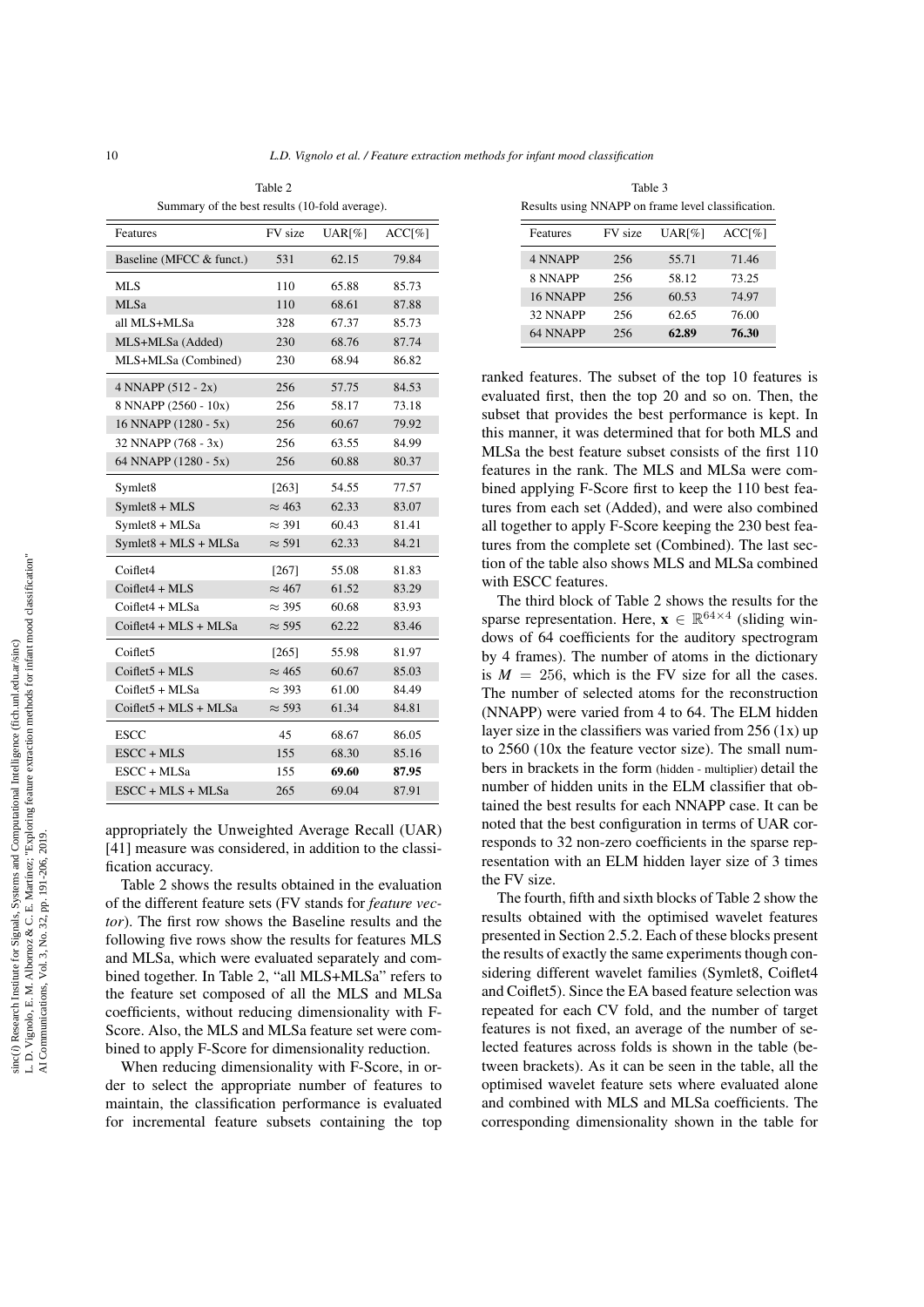Table 2

Summary of the best results (10-fold average).

| Features | FV size | UAR[%] | ACC[%] |
|---|---|---|---|
| Baseline (MFCC & funct.) | 531 | 62.15 | 79.84 |
| MLS | 110 | 65.88 | 85.73 |
| MLSa | 110 | 68.61 | 87.88 |
| all MLS+MLSa | 328 | 67.37 | 85.73 |
| MLS+MLSa (Added) | 230 | 68.76 | 87.74 |
| MLS+MLSa (Combined) | 230 | 68.94 | 86.82 |
| 4 NNAPP (512 - 2x) | 256 | 57.75 | 84.53 |
| 8 NNAPP (2560 - 10x) | 256 | 58.17 | 73.18 |
| 16 NNAPP (1280 - 5x) | 256 | 60.67 | 79.92 |
| 32 NNAPP (768 - 3x) | 256 | 63.55 | 84.99 |
| 64 NNAPP (1280 - 5x) | 256 | 60.88 | 80.37 |
| Symlet8 | [263] | 54.55 | 77.57 |
| Symlet8 + MLS | $\approx 463$ | 62.33 | 83.07 |
| Symlet8 + MLSa | $\approx 391$ | 60.43 | 81.41 |
| Symlet8 + MLS + MLSa | $\approx 591$ | 62.33 | 84.21 |
| Coiflet4 | [267] | 55.08 | 81.83 |
| Coiflet4 + MLS | $\approx 467$ | 61.52 | 83.29 |
| Coiflet4 + MLSa | $\approx 395$ | 60.68 | 83.93 |
| Coiflet4 + MLS + MLSa | $\approx 595$ | 62.22 | 83.46 |
| Coiflet5 | [265] | 55.98 | 81.97 |
| Coiflet5 + MLS | $\approx 465$ | 60.67 | 85.03 |
| Coiflet5 + MLSa | $\approx 393$ | 61.00 | 84.49 |
| Coiflet5 + MLS + MLSa | $\approx 593$ | 61.34 | 84.81 |
| ESCC | 45 | 68.67 | 86.05 |
| ESCC + MLS | 155 | 68.30 | 85.16 |
| ESCC + MLSa | 155 | **69.60** | **87.95** |
| ESCC + MLS + MLSa | 265 | 69.04 | 87.91 |

appropriately the Unweighted Average Recall (UAR) [41] measure was considered, in addition to the classification accuracy.

Table 2 shows the results obtained in the evaluation of the different feature sets (FV stands for *feature vector*). The first row shows the Baseline results and the following five rows show the results for features MLS and MLSa, which were evaluated separately and combined together. In Table 2, "all MLS+MLSa" refers to the feature set composed of all the MLS and MLSa coefficients, without reducing dimensionality with F-Score. Also, the MLS and MLSa feature set were combined to apply F-Score for dimensionality reduction.

When reducing dimensionality with F-Score, in order to select the appropriate number of features to maintain, the classification performance is evaluated for incremental feature subsets containing the top ranked features. The subset of the top 10 features is evaluated first, then the top 20 and so on. Then, the subset that provides the best performance is kept. In this manner, it was determined that for both MLS and MLSa the best feature subset consists of the first 110 features in the rank. The MLS and MLSa were combined applying F-Score first to keep the 110 best features from each set (Added), and were also combined all together to apply F-Score keeping the 230 best features from the complete set (Combined). The last section of the table also shows MLS and MLSa combined with ESCC features.

Table 3

Results using NNAPP on frame level classification.

| Features | FV size | UAR[%] | ACC[%] |
|---|---|---|---|
| 4 NNAPP | 256 | 55.71 | 71.46 |
| 8 NNAPP | 256 | 58.12 | 73.25 |
| 16 NNAPP | 256 | 60.53 | 74.97 |
| 32 NNAPP | 256 | 62.65 | 76.00 |
| 64 NNAPP | 256 | **62.89** | **76.30** |

The third block of Table 2 shows the results for the sparse representation. Here, $\mathbf{x} \in \mathbb{R}^{64\times4}$ (sliding windows of 64 coefficients for the auditory spectrogram by 4 frames). The number of atoms in the dictionary is $M = 256$, which is the FV size for all the cases. The number of selected atoms for the reconstruction (NNAPP) were varied from 4 to 64. The ELM hidden layer size in the classifiers was varied from 256 (1x) up to 2560 (10x the feature vector size). The small numbers in brackets in the form (hidden - multiplier) detail the number of hidden units in the ELM classifier that obtained the best results for each NNAPP case. It can be noted that the best configuration in terms of UAR corresponds to 32 non-zero coefficients in the sparse representation with an ELM hidden layer size of 3 times the FV size.

The fourth, fifth and sixth blocks of Table 2 show the results obtained with the optimised wavelet features presented in Section 2.5.2. Each of these blocks present the results of exactly the same experiments though considering different wavelet families (Symlet8, Coiflet4 and Coiflet5). Since the EA based feature selection was repeated for each CV fold, and the number of target features is not fixed, an average of the number of selected features across folds is shown in the table (between brackets). As it can be seen in the table, all the optimised wavelet feature sets where evaluated alone and combined with MLS and MLSa coefficients. The corresponding dimensionality shown in the table for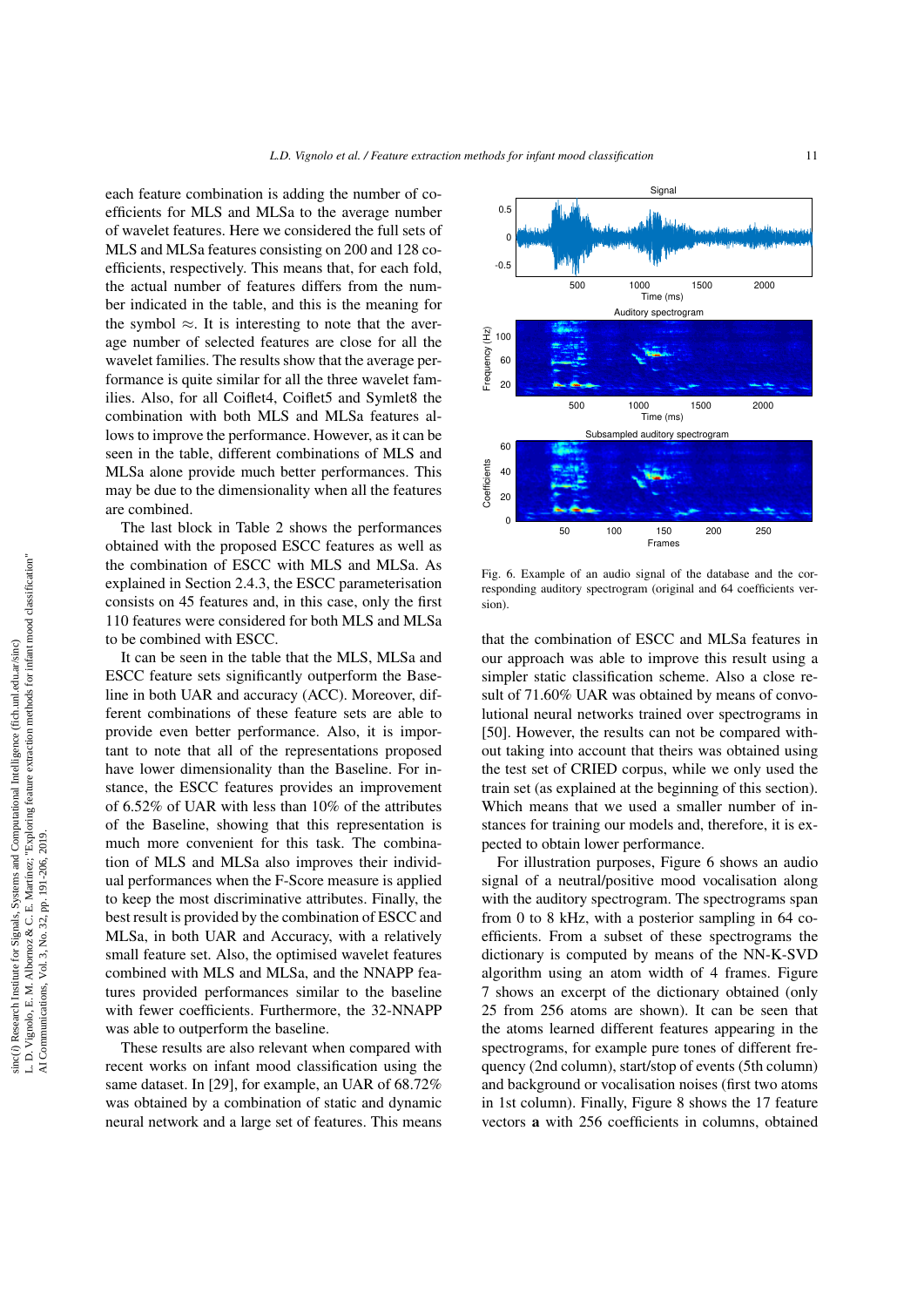each feature combination is adding the number of coefficients for MLS and MLSa to the average number of wavelet features. Here we considered the full sets of MLS and MLSa features consisting on 200 and 128 coefficients, respectively. This means that, for each fold, the actual number of features differs from the number indicated in the table, and this is the meaning for the symbol $\approx$. It is interesting to note that the average number of selected features are close for all the wavelet families. The results show that the average performance is quite similar for all the three wavelet families. Also, for all Coiflet4, Coiflet5 and Symlet8 the combination with both MLS and MLSa features allows to improve the performance. However, as it can be seen in the table, different combinations of MLS and MLSa alone provide much better performances. This may be due to the dimensionality when all the features are combined.

The last block in Table 2 shows the performances obtained with the proposed ESCC features as well as the combination of ESCC with MLS and MLSa. As explained in Section 2.4.3, the ESCC parameterisation consists on 45 features and, in this case, only the first 110 features were considered for both MLS and MLSa to be combined with ESCC.

It can be seen in the table that the MLS, MLSa and ESCC feature sets significantly outperform the Baseline in both UAR and accuracy (ACC). Moreover, different combinations of these feature sets are able to provide even better performance. Also, it is important to note that all of the representations proposed have lower dimensionality than the Baseline. For instance, the ESCC features provides an improvement of 6.52% of UAR with less than 10% of the attributes of the Baseline, showing that this representation is much more convenient for this task. The combination of MLS and MLSa also improves their individual performances when the F-Score measure is applied to keep the most discriminative attributes. Finally, the best result is provided by the combination of ESCC and MLSa, in both UAR and Accuracy, with a relatively small feature set. Also, the optimised wavelet features combined with MLS and MLSa, and the NNAPP features provided performances similar to the baseline with fewer coefficients. Furthermore, the 32-NNAPP was able to outperform the baseline.

These results are also relevant when compared with recent works on infant mood classification using the same dataset. In [29], for example, an UAR of 68.72% was obtained by a combination of static and dynamic neural network and a large set of features. This means that the combination of ESCC and MLSa features in our approach was able to improve this result using a simpler static classification scheme. Also a close result of 71.60% UAR was obtained by means of convolutional neural networks trained over spectrograms in [50]. However, the results can not be compared without taking into account that theirs was obtained using the test set of CRIED corpus, while we only used the train set (as explained at the beginning of this section). Which means that we used a smaller number of instances for training our models and, therefore, it is expected to obtain lower performance.

Fig. 6. Example of an audio signal of the database and the corresponding auditory spectrogram (original and 64 coefficients version).

For illustration purposes, Figure 6 shows an audio signal of a neutral/positive mood vocalisation along with the auditory spectrogram. The spectrograms span from 0 to 8 kHz, with a posterior sampling in 64 coefficients. From a subset of these spectrograms the dictionary is computed by means of the NN-K-SVD algorithm using an atom width of 4 frames. Figure 7 shows an excerpt of the dictionary obtained (only 25 from 256 atoms are shown). It can be seen that the atoms learned different features appearing in the spectrograms, for example pure tones of different frequency (2nd column), start/stop of events (5th column) and background or vocalisation noises (first two atoms in 1st column). Finally, Figure 8 shows the 17 feature vectors **a** with 256 coefficients in columns, obtained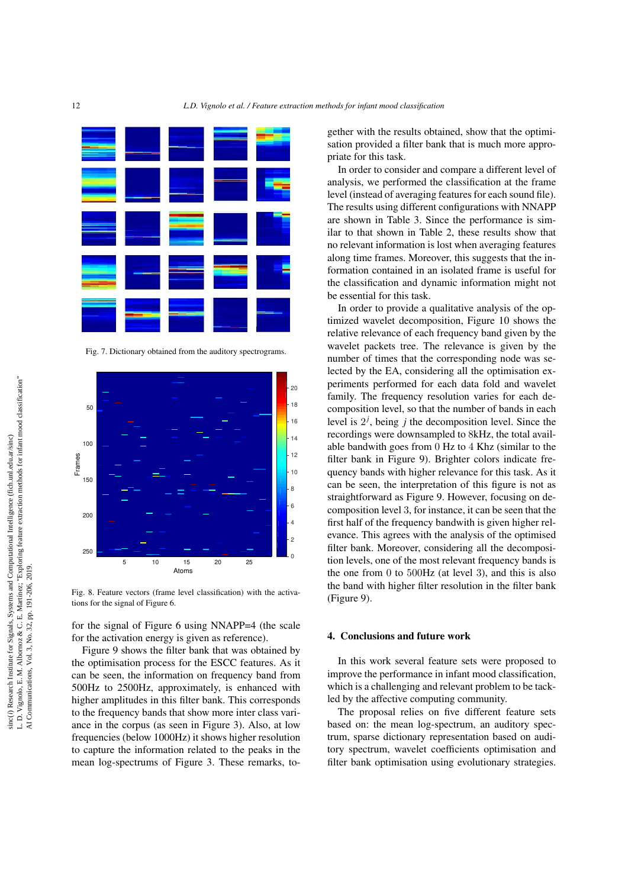Fig. 7. Dictionary obtained from the auditory spectrograms.

Fig. 8. Feature vectors (frame level classification) with the activations for the signal of Figure 6.

for the signal of Figure 6 using NNAPP=4 (the scale for the activation energy is given as reference).

Figure 9 shows the filter bank that was obtained by the optimisation process for the ESCC features. As it can be seen, the information on frequency band from 500Hz to 2500Hz, approximately, is enhanced with higher amplitudes in this filter bank. This corresponds to the frequency bands that show more inter class variance in the corpus (as seen in Figure 3). Also, at low frequencies (below 1000Hz) it shows higher resolution to capture the information related to the peaks in the mean log-spectrums of Figure 3. These remarks, together with the results obtained, show that the optimisation provided a filter bank that is much more appropriate for this task.

In order to consider and compare a different level of analysis, we performed the classification at the frame level (instead of averaging features for each sound file). The results using different configurations with NNAPP are shown in Table 3. Since the performance is similar to that shown in Table 2, these results show that no relevant information is lost when averaging features along time frames. Moreover, this suggests that the information contained in an isolated frame is useful for the classification and dynamic information might not be essential for this task.

In order to provide a qualitative analysis of the optimized wavelet decomposition, Figure 10 shows the relative relevance of each frequency band given by the wavelet packets tree. The relevance is given by the number of times that the corresponding node was selected by the EA, considering all the optimisation experiments performed for each data fold and wavelet family. The frequency resolution varies for each decomposition level, so that the number of bands in each level is $2^j$, being $j$ the decomposition level. Since the recordings were downsampled to 8kHz, the total available bandwith goes from 0 Hz to 4 Khz (similar to the filter bank in Figure 9). Brighter colors indicate frequency bands with higher relevance for this task. As it can be seen, the interpretation of this figure is not as straightforward as Figure 9. However, focusing on decomposition level 3, for instance, it can be seen that the first half of the frequency bandwith is given higher relevance. This agrees with the analysis of the optimised filter bank. Moreover, considering all the decomposition levels, one of the most relevant frequency bands is the one from 0 to 500Hz (at level 3), and this is also the band with higher filter resolution in the filter bank (Figure 9).

## 4. Conclusions and future work

In this work several feature sets were proposed to improve the performance in infant mood classification, which is a challenging and relevant problem to be tackled by the affective computing community.

The proposal relies on five different feature sets based on: the mean log-spectrum, an auditory spectrum, sparse dictionary representation based on auditory spectrum, wavelet coefficients optimisation and filter bank optimisation using evolutionary strategies.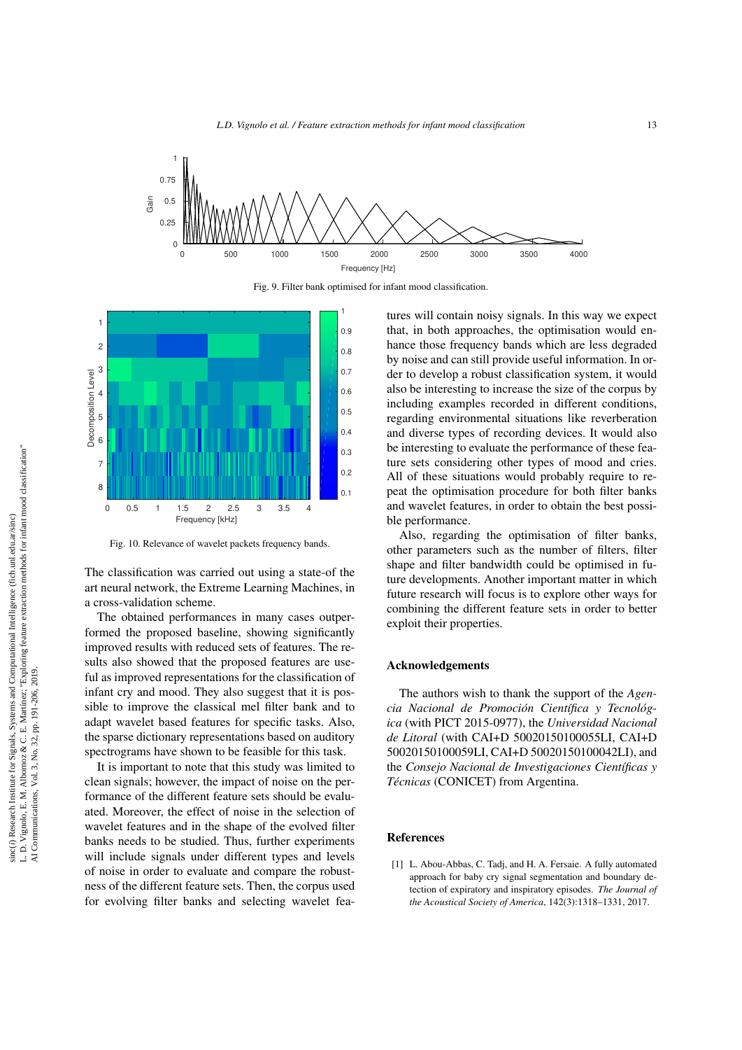1
0.75
0.5
0.25
0
Gain
0 500 1000 1500 2000 2500 3000 3500 4000
Frequency [Hz]

Fig. 9. Filter bank optimised for infant mood classification.

Decomposition Level
1
2
3
4
5
6
7
8
0 0.5 1 1.5 2 2.5 3 3.5 4
Frequency [kHz]
1
0.9
0.8
0.7
0.6
0.5
0.4
0.3
0.2
0.1

Fig. 10. Relevance of wavelet packets frequency bands.

The classification was carried out using a state-of the art neural network, the Extreme Learning Machines, in a cross-validation scheme.

The obtained performances in many cases outperformed the proposed baseline, showing significantly improved results with reduced sets of features. The results also showed that the proposed features are useful as improved representations for the classification of infant cry and mood. They also suggest that it is possible to improve the classical mel filter bank and to adapt wavelet based features for specific tasks. Also, the sparse dictionary representations based on auditory spectrograms have shown to be feasible for this task.

It is important to note that this study was limited to clean signals; however, the impact of noise on the performance of the different feature sets should be evaluated. Moreover, the effect of noise in the selection of wavelet features and in the shape of the evolved filter banks needs to be studied. Thus, further experiments will include signals under different types and levels of noise in order to evaluate and compare the robustness of the different feature sets. Then, the corpus used for evolving filter banks and selecting wavelet features will contain noisy signals. In this way we expect that, in both approaches, the optimisation would enhance those frequency bands which are less degraded by noise and can still provide useful information. In order to develop a robust classification system, it would also be interesting to increase the size of the corpus by including examples recorded in different conditions, regarding environmental situations like reverberation and diverse types of recording devices. It would also be interesting to evaluate the performance of these feature sets considering other types of mood and cries. All of these situations would probably require to repeat the optimisation procedure for both filter banks and wavelet features, in order to obtain the best possible performance.

Also, regarding the optimisation of filter banks, other parameters such as the number of filters, filter shape and filter bandwidth could be optimised in future developments. Another important matter in which future research will focus is to explore other ways for combining the different feature sets in order to better exploit their properties.

## Acknowledgements

The authors wish to thank the support of the *Agencia Nacional de Promoción Científica y Tecnológica* (with PICT 2015-0977), the *Universidad Nacional de Litoral* (with CAI+D 50020150100055LI, CAI+D 50020150100059LI, CAI+D 50020150100042LI), and the *Consejo Nacional de Investigaciones Científicas y Técnicas* (CONICET) from Argentina.

## References

[1] L. Abou-Abbas, C. Tadj, and H. A. Fersaie. A fully automated approach for baby cry signal segmentation and boundary detection of expiratory and inspiratory episodes. *The Journal of the Acoustical Society of America*, 142(3):1318–1331, 2017.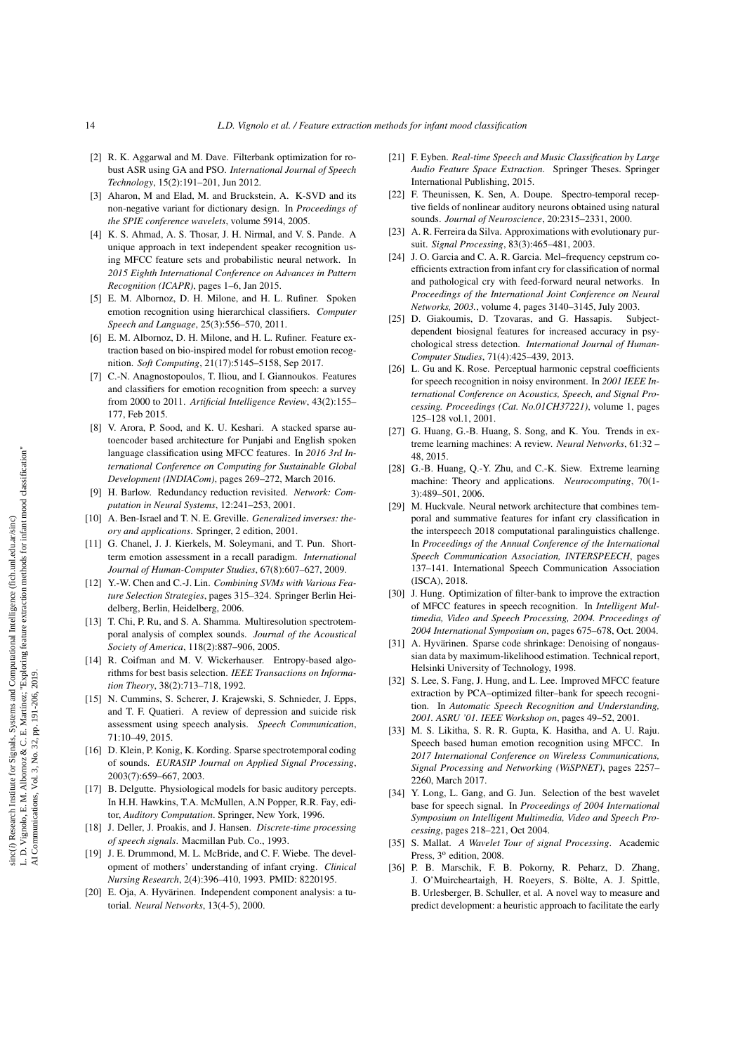[2] R. K. Aggarwal and M. Dave. Filterbank optimization for robust ASR using GA and PSO. *International Journal of Speech Technology*, 15(2):191–201, Jun 2012.

[3] Aharon, M and Elad, M. and Bruckstein, A. K-SVD and its non-negative variant for dictionary design. In *Proceedings of the SPIE conference wavelets*, volume 5914, 2005.

[4] K. S. Ahmad, A. S. Thosar, J. H. Nirmal, and V. S. Pande. A unique approach in text independent speaker recognition using MFCC feature sets and probabilistic neural network. In *2015 Eighth International Conference on Advances in Pattern Recognition (ICAPR)*, pages 1–6, Jan 2015.

[5] E. M. Albornoz, D. H. Milone, and H. L. Rufiner. Spoken emotion recognition using hierarchical classifiers. *Computer Speech and Language*, 25(3):556–570, 2011.

[6] E. M. Albornoz, D. H. Milone, and H. L. Rufiner. Feature extraction based on bio-inspired model for robust emotion recognition. *Soft Computing*, 21(17):5145–5158, Sep 2017.

[7] C.-N. Anagnostopoulos, T. Iliou, and I. Giannoukos. Features and classifiers for emotion recognition from speech: a survey from 2000 to 2011. *Artificial Intelligence Review*, 43(2):155–177, Feb 2015.

[8] V. Arora, P. Sood, and K. U. Keshari. A stacked sparse autoencoder based architecture for Punjabi and English spoken language classification using MFCC features. In *2016 3rd International Conference on Computing for Sustainable Global Development (INDIACom)*, pages 269–272, March 2016.

[9] H. Barlow. Redundancy reduction revisited. *Network: Computation in Neural Systems*, 12:241–253, 2001.

[10] A. Ben-Israel and T. N. E. Greville. *Generalized inverses: theory and applications*. Springer, 2 edition, 2001.

[11] G. Chanel, J. J. Kierkels, M. Soleymani, and T. Pun. Short-term emotion assessment in a recall paradigm. *International Journal of Human-Computer Studies*, 67(8):607–627, 2009.

[12] Y.-W. Chen and C.-J. Lin. *Combining SVMs with Various Feature Selection Strategies*, pages 315–324. Springer Berlin Heidelberg, Berlin, Heidelberg, 2006.

[13] T. Chi, P. Ru, and S. A. Shamma. Multiresolution spectrotemporal analysis of complex sounds. *Journal of the Acoustical Society of America*, 118(2):887–906, 2005.

[14] R. Coifman and M. V. Wickerhauser. Entropy-based algorithms for best basis selection. *IEEE Transactions on Information Theory*, 38(2):713–718, 1992.

[15] N. Cummins, S. Scherer, J. Krajewski, S. Schnieder, J. Epps, and T. F. Quatieri. A review of depression and suicide risk assessment using speech analysis. *Speech Communication*, 71:10–49, 2015.

[16] D. Klein, P. Konig, K. Kording. Sparse spectrotemporal coding of sounds. *EURASIP Journal on Applied Signal Processing*, 2003(7):659–667, 2003.

[17] B. Delgutte. Physiological models for basic auditory percepts. In H.H. Hawkins, T.A. McMullen, A.N Popper, R.R. Fay, editor, *Auditory Computation*. Springer, New York, 1996.

[18] J. Deller, J. Proakis, and J. Hansen. *Discrete-time processing of speech signals*. Macmillan Pub. Co., 1993.

[19] J. E. Drummond, M. L. McBride, and C. F. Wiebe. The development of mothers' understanding of infant crying. *Clinical Nursing Research*, 2(4):396–410, 1993. PMID: 8220195.

[20] E. Oja, A. Hyvärinen. Independent component analysis: a tutorial. *Neural Networks*, 13(4-5), 2000.

[21] F. Eyben. *Real-time Speech and Music Classification by Large Audio Feature Space Extraction*. Springer Theses. Springer International Publishing, 2015.

[22] F. Theunissen, K. Sen, A. Doupe. Spectro-temporal receptive fields of nonlinear auditory neurons obtained using natural sounds. *Journal of Neuroscience*, 20:2315–2331, 2000.

[23] A. R. Ferreira da Silva. Approximations with evolutionary pursuit. *Signal Processing*, 83(3):465–481, 2003.

[24] J. O. Garcia and C. A. R. Garcia. Mel–frequency cepstrum coefficients extraction from infant cry for classification of normal and pathological cry with feed-forward neural networks. In *Proceedings of the International Joint Conference on Neural Networks, 2003.*, volume 4, pages 3140–3145, July 2003.

[25] D. Giakoumis, D. Tzovaras, and G. Hassapis. Subject-dependent biosignal features for increased accuracy in psychological stress detection. *International Journal of Human-Computer Studies*, 71(4):425–439, 2013.

[26] L. Gu and K. Rose. Perceptual harmonic cepstral coefficients for speech recognition in noisy environment. In *2001 IEEE International Conference on Acoustics, Speech, and Signal Processing. Proceedings (Cat. No.01CH37221)*, volume 1, pages 125–128 vol.1, 2001.

[27] G. Huang, G.-B. Huang, S. Song, and K. You. Trends in extreme learning machines: A review. *Neural Networks*, 61:32 – 48, 2015.

[28] G.-B. Huang, Q.-Y. Zhu, and C.-K. Siew. Extreme learning machine: Theory and applications. *Neurocomputing*, 70(1-3):489–501, 2006.

[29] M. Huckvale. Neural network architecture that combines temporal and summative features for infant cry classification in the interspeech 2018 computational paralinguistics challenge. In *Proceedings of the Annual Conference of the International Speech Communication Association, INTERSPEECH*, pages 137–141. International Speech Communication Association (ISCA), 2018.

[30] J. Hung. Optimization of filter-bank to improve the extraction of MFCC features in speech recognition. In *Intelligent Multimedia, Video and Speech Processing, 2004. Proceedings of 2004 International Symposium on*, pages 675–678, Oct. 2004.

[31] A. Hyvärinen. Sparse code shrinkage: Denoising of nongaussian data by maximum-likelihood estimation. Technical report, Helsinki University of Technology, 1998.

[32] S. Lee, S. Fang, J. Hung, and L. Lee. Improved MFCC feature extraction by PCA–optimized filter–bank for speech recognition. In *Automatic Speech Recognition and Understanding, 2001. ASRU '01. IEEE Workshop on*, pages 49–52, 2001.

[33] M. S. Likitha, S. R. R. Gupta, K. Hasitha, and A. U. Raju. Speech based human emotion recognition using MFCC. In *2017 International Conference on Wireless Communications, Signal Processing and Networking (WiSPNET)*, pages 2257–2260, March 2017.

[34] Y. Long, L. Gang, and G. Jun. Selection of the best wavelet base for speech signal. In *Proceedings of 2004 International Symposium on Intelligent Multimedia, Video and Speech Processing*, pages 218–221, Oct 2004.

[35] S. Mallat. *A Wavelet Tour of signal Processing*. Academic Press, 3º edition, 2008.

[36] P. B. Marschik, F. B. Pokorny, R. Peharz, D. Zhang, J. O'Muircheartaigh, H. Roeyers, S. Bölte, A. J. Spittle, B. Urlesberger, B. Schuller, et al. A novel way to measure and predict development: a heuristic approach to facilitate the early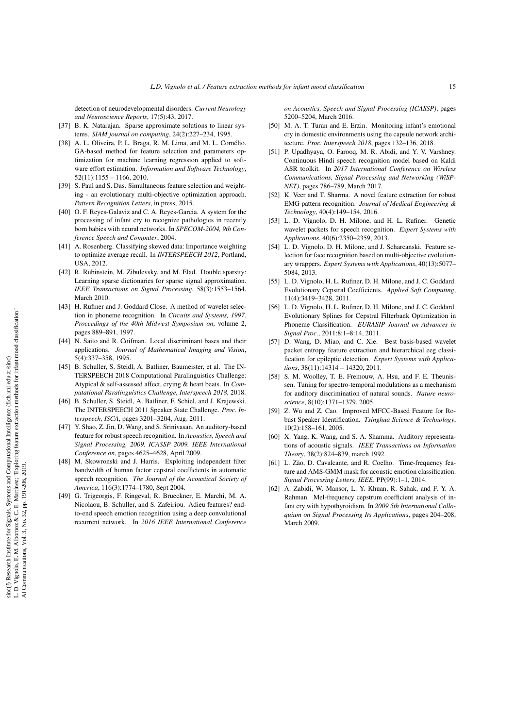detection of neurodevelopmental disorders. *Current Neurology and Neuroscience Reports*, 17(5):43, 2017.

[37] B. K. Natarajan. Sparse approximate solutions to linear systems. *SIAM journal on computing*, 24(2):227–234, 1995.

[38] A. L. Oliveira, P. L. Braga, R. M. Lima, and M. L. Cornélio. GA-based method for feature selection and parameters optimization for machine learning regression applied to software effort estimation. *Information and Software Technology*, 52(11):1155 – 1166, 2010.

[39] S. Paul and S. Das. Simultaneous feature selection and weighting - an evolutionary multi-objective optimization approach. *Pattern Recognition Letters*, in press, 2015.

[40] O. F. Reyes-Galaviz and C. A. Reyes-Garcia. A system for the processing of infant cry to recognize pathologies in recently born babies with neural networks. In *SPECOM-2004, 9th Conference Speech and Computer*, 2004.

[41] A. Rosenberg. Classifying skewed data: Importance weighting to optimize average recall. In *INTERSPEECH 2012*, Portland, USA, 2012.

[42] R. Rubinstein, M. Zibulevsky, and M. Elad. Double sparsity: Learning sparse dictionaries for sparse signal approximation. *IEEE Transactions on Signal Processing*, 58(3):1553–1564, March 2010.

[43] H. Rufiner and J. Goddard Close. A method of wavelet selection in phoneme recognition. In *Circuits and Systems, 1997. Proceedings of the 40th Midwest Symposium on*, volume 2, pages 889–891, 1997.

[44] N. Saito and R. Coifman. Local discriminant bases and their applications. *Journal of Mathematical Imaging and Vision*, 5(4):337–358, 1995.

[45] B. Schuller, S. Steidl, A. Batliner, Baumeister, et al. The INTERSPEECH 2018 Computational Paralinguistics Challenge: Atypical & self-assessed affect, crying & heart beats. In *Computational Paralinguistics Challenge, Interspeech 2018*, 2018.

[46] B. Schuller, S. Steidl, A. Batliner, F. Schiel, and J. Krajewski. The INTERSPEECH 2011 Speaker State Challenge. *Proc. Interspeech, ISCA*, pages 3201–3204, Aug. 2011.

[47] Y. Shao, Z. Jin, D. Wang, and S. Srinivasan. An auditory-based feature for robust speech recognition. In *Acoustics, Speech and Signal Processing, 2009. ICASSP 2009. IEEE International Conference on*, pages 4625–4628, April 2009.

[48] M. Skowronski and J. Harris. Exploiting independent filter bandwidth of human factor cepstral coefficients in automatic speech recognition. *The Journal of the Acoustical Society of America*, 116(3):1774–1780, Sept 2004.

[49] G. Trigeorgis, F. Ringeval, R. Brueckner, E. Marchi, M. A. Nicolaou, B. Schuller, and S. Zafeiriou. Adieu features? end-to-end speech emotion recognition using a deep convolutional recurrent network. In *2016 IEEE International Conference on Acoustics, Speech and Signal Processing (ICASSP)*, pages 5200–5204, March 2016.

[50] M. A. T. Turan and E. Erzin. Monitoring infant's emotional cry in domestic environments using the capsule network architecture. *Proc. Interspeech 2018*, pages 132–136, 2018.

[51] P. Upadhyaya, O. Farooq, M. R. Abidi, and Y. V. Varshney. Continuous Hindi speech recognition model based on Kaldi ASR toolkit. In *2017 International Conference on Wireless Communications, Signal Processing and Networking (WiSPNET)*, pages 786–789, March 2017.

[52] K. Veer and T. Sharma. A novel feature extraction for robust EMG pattern recognition. *Journal of Medical Engineering & Technology*, 40(4):149–154, 2016.

[53] L. D. Vignolo, D. H. Milone, and H. L. Rufiner. Genetic wavelet packets for speech recognition. *Expert Systems with Applications*, 40(6):2350–2359, 2013.

[54] L. D. Vignolo, D. H. Milone, and J. Scharcanski. Feature selection for face recognition based on multi-objective evolutionary wrappers. *Expert Systems with Applications*, 40(13):5077–5084, 2013.

[55] L. D. Vignolo, H. L. Rufiner, D. H. Milone, and J. C. Goddard. Evolutionary Cepstral Coefficients. *Applied Soft Computing*, 11(4):3419–3428, 2011.

[56] L. D. Vignolo, H. L. Rufiner, D. H. Milone, and J. C. Goddard. Evolutionary Splines for Cepstral Filterbank Optimization in Phoneme Classification. *EURASIP Journal on Advances in Signal Proc.*, 2011:8:1–8:14, 2011.

[57] D. Wang, D. Miao, and C. Xie. Best basis-based wavelet packet entropy feature extraction and hierarchical eeg classification for epileptic detection. *Expert Systems with Applications*, 38(11):14314 – 14320, 2011.

[58] S. M. Woolley, T. E. Fremouw, A. Hsu, and F. E. Theunissen. Tuning for spectro-temporal modulations as a mechanism for auditory discrimination of natural sounds. *Nature neuroscience*, 8(10):1371–1379, 2005.

[59] Z. Wu and Z. Cao. Improved MFCC-Based Feature for Robust Speaker Identification. *Tsinghua Science & Technology*, 10(2):158–161, 2005.

[60] X. Yang, K. Wang, and S. A. Shamma. Auditory representations of acoustic signals. *IEEE Transactions on Information Theory*, 38(2):824–839, march 1992.

[61] L. Zão, D. Cavalcante, and R. Coelho. Time-frequency feature and AMS-GMM mask for acoustic emotion classification. *Signal Processing Letters, IEEE*, PP(99):1–1, 2014.

[62] A. Zabidi, W. Mansor, L. Y. Khuan, R. Sahak, and F. Y. A. Rahman. Mel-frequency cepstrum coefficient analysis of infant cry with hypothyroidism. In *2009 5th International Colloquium on Signal Processing Its Applications*, pages 204–208, March 2009.